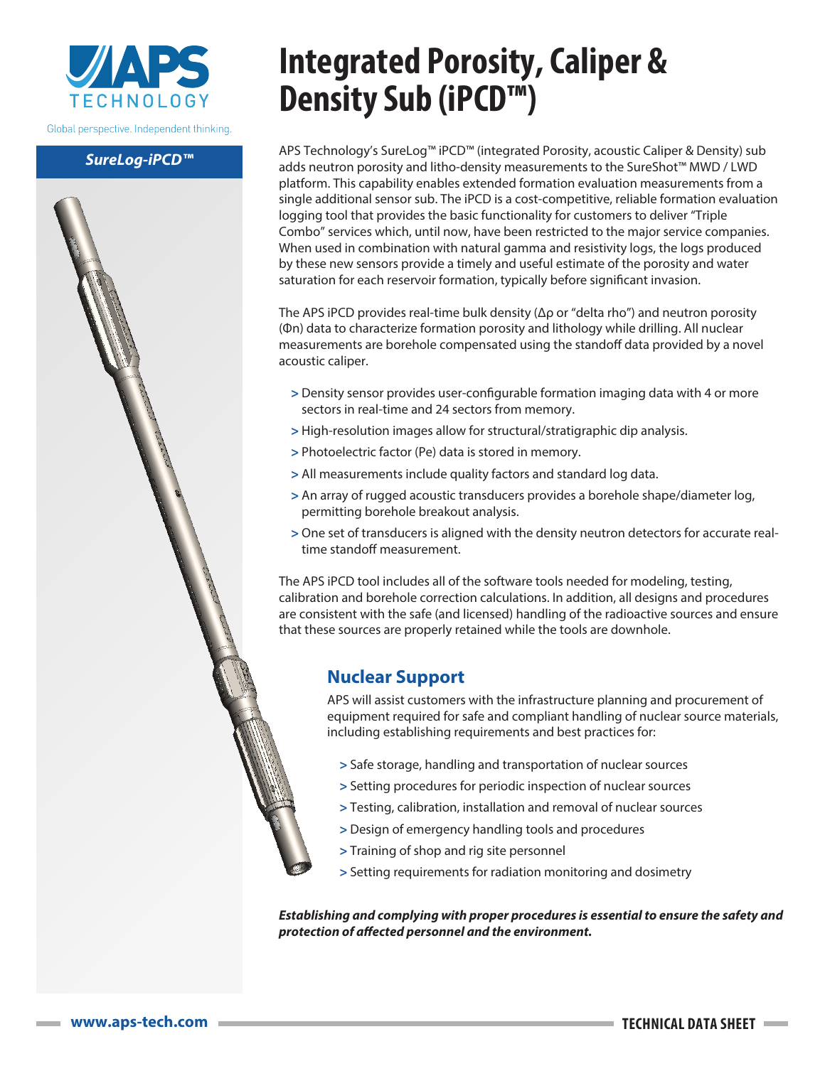# Integrated Porosity, Caliper & Density Sub (iPCD™)

Global perspective. Independent thinking.

***SureLog-iPCD™***

APS Technology's SureLog™ iPCD™ (integrated Porosity, acoustic Caliper & Density) sub adds neutron porosity and litho-density measurements to the SureShot™ MWD / LWD platform. This capability enables extended formation evaluation measurements from a single additional sensor sub. The iPCD is a cost-competitive, reliable formation evaluation logging tool that provides the basic functionality for customers to deliver "Triple Combo" services which, until now, have been restricted to the major service companies. When used in combination with natural gamma and resistivity logs, the logs produced by these new sensors provide a timely and useful estimate of the porosity and water saturation for each reservoir formation, typically before significant invasion.

The APS iPCD provides real-time bulk density ($\Delta\rho$ or "delta rho") and neutron porosity ($\Phi n$) data to characterize formation porosity and lithology while drilling. All nuclear measurements are borehole compensated using the standoff data provided by a novel acoustic caliper.

- Density sensor provides user-configurable formation imaging data with 4 or more sectors in real-time and 24 sectors from memory.
- High-resolution images allow for structural/stratigraphic dip analysis.
- Photoelectric factor (Pe) data is stored in memory.
- All measurements include quality factors and standard log data.
- An array of rugged acoustic transducers provides a borehole shape/diameter log, permitting borehole breakout analysis.
- One set of transducers is aligned with the density neutron detectors for accurate real-time standoff measurement.

The APS iPCD tool includes all of the software tools needed for modeling, testing, calibration and borehole correction calculations. In addition, all designs and procedures are consistent with the safe (and licensed) handling of the radioactive sources and ensure that these sources are properly retained while the tools are downhole.

## Nuclear Support

APS will assist customers with the infrastructure planning and procurement of equipment required for safe and compliant handling of nuclear source materials, including establishing requirements and best practices for:

- Safe storage, handling and transportation of nuclear sources
- Setting procedures for periodic inspection of nuclear sources
- Testing, calibration, installation and removal of nuclear sources
- Design of emergency handling tools and procedures
- Training of shop and rig site personnel
- Setting requirements for radiation monitoring and dosimetry

***Establishing and complying with proper procedures is essential to ensure the safety and protection of affected personnel and the environment.***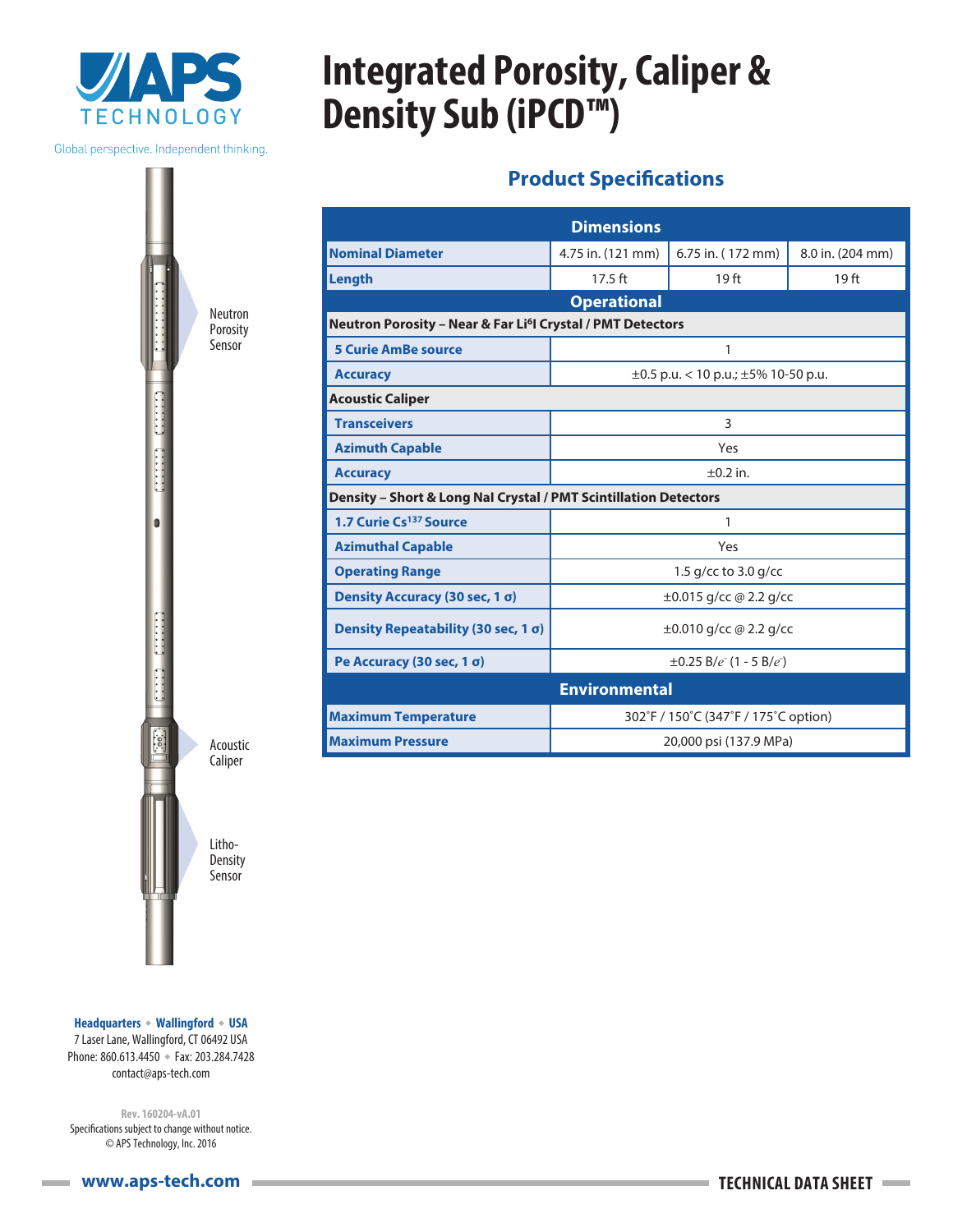APS TECHNOLOGY

Global perspective. Independent thinking.

# Integrated Porosity, Caliper & Density Sub (iPCD™)

Neutron Porosity Sensor

Acoustic Caliper

Litho-Density Sensor

## Product Specifications

| Dimensions | | | |
|---|---|---|---|
| **Nominal Diameter** | 4.75 in. (121 mm) | 6.75 in. ( 172 mm) | 8.0 in. (204 mm) |
| **Length** | 17.5 ft | 19 ft | 19 ft |
| **Operational** | | | |
| **Neutron Porosity – Near & Far $Li^6I$ Crystal / PMT Detectors** | | | |
| **5 Curie AmBe source** | 1 | | |
| **Accuracy** | ±0.5 p.u. < 10 p.u.; ±5% 10-50 p.u. | | |
| **Acoustic Caliper** | | | |
| **Transceivers** | 3 | | |
| **Azimuth Capable** | Yes | | |
| **Accuracy** | ±0.2 in. | | |
| **Density – Short & Long NaI Crystal / PMT Scintillation Detectors** | | | |
| **1.7 Curie $Cs^{137}$ Source** | 1 | | |
| **Azimuthal Capable** | Yes | | |
| **Operating Range** | 1.5 g/cc to 3.0 g/cc | | |
| **Density Accuracy (30 sec, 1 σ)** | ±0.015 g/cc @ 2.2 g/cc | | |
| **Density Repeatability (30 sec, 1 σ)** | ±0.010 g/cc @ 2.2 g/cc | | |
| **Pe Accuracy (30 sec, 1 σ)** | ±0.25 B/$e^-$ (1 - 5 B/$e^-$) | | |
| **Environmental** | | | |
| **Maximum Temperature** | 302˚F / 150˚C (347˚F / 175˚C option) | | |
| **Maximum Pressure** | 20,000 psi (137.9 MPa) | | |

**Headquarters • Wallingford • USA**
7 Laser Lane, Wallingford, CT 06492 USA
Phone: 860.613.4450 • Fax: 203.284.7428
contact@aps-tech.com

Rev. 160204-vA.01
Specifications subject to change without notice.
© APS Technology, Inc. 2016

www.aps-tech.com

TECHNICAL DATA SHEET